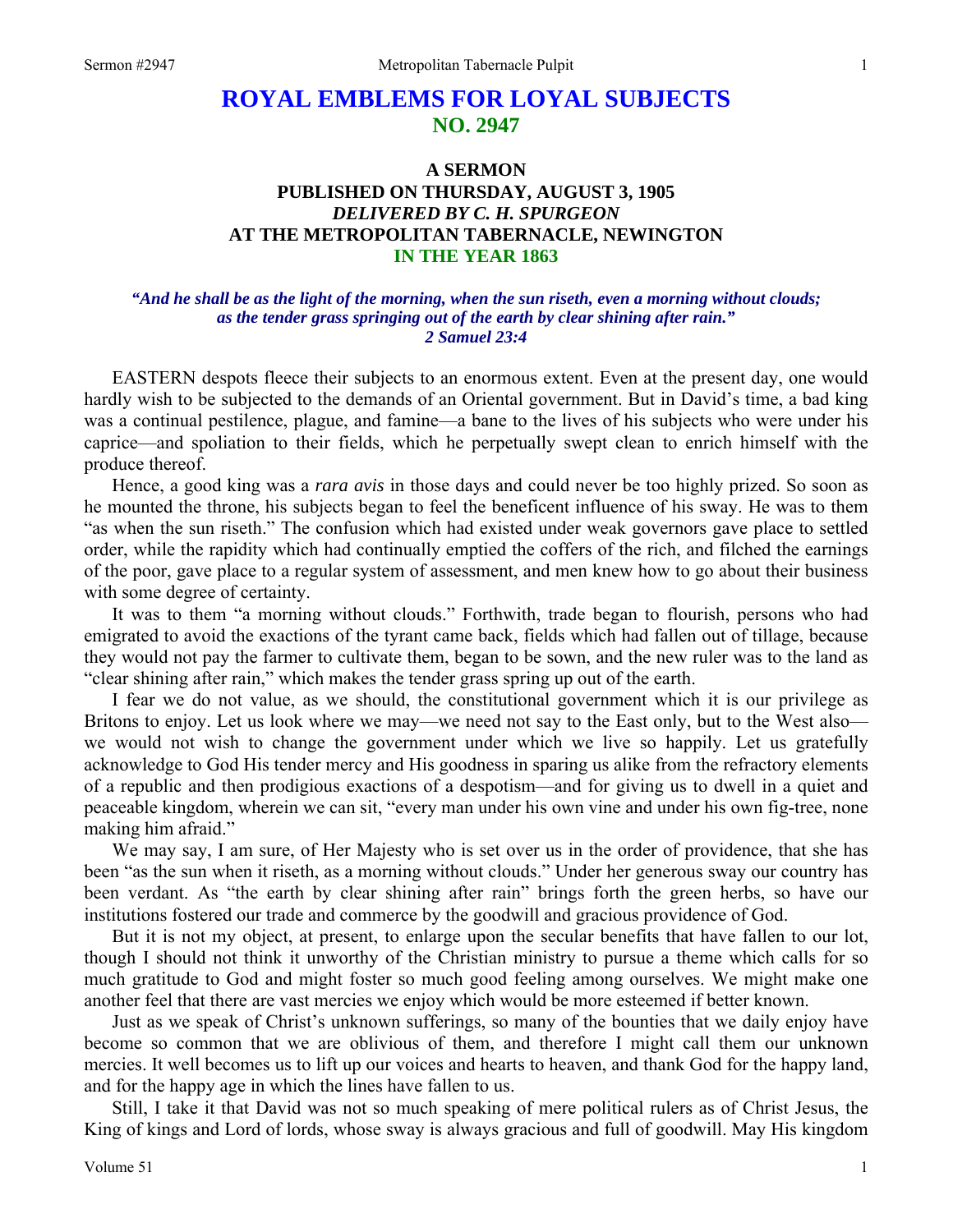# ROYAL EMBLEMS FOR LOYAL SUBJECTS
## NO. 2947

### A SERMON
### PUBLISHED ON THURSDAY, AUGUST 3, 1905
### *DELIVERED BY C. H. SPURGEON*
### AT THE METROPOLITAN TABERNACLE, NEWINGTON
### IN THE YEAR 1863

***"And he shall be as the light of the morning, when the sun riseth, even a morning without clouds; as the tender grass springing out of the earth by clear shining after rain." 2 Samuel 23:4***

EASTERN despots fleece their subjects to an enormous extent. Even at the present day, one would hardly wish to be subjected to the demands of an Oriental government. But in David's time, a bad king was a continual pestilence, plague, and famine—a bane to the lives of his subjects who were under his caprice—and spoliation to their fields, which he perpetually swept clean to enrich himself with the produce thereof.

Hence, a good king was a *rara avis* in those days and could never be too highly prized. So soon as he mounted the throne, his subjects began to feel the beneficent influence of his sway. He was to them "as when the sun riseth." The confusion which had existed under weak governors gave place to settled order, while the rapidity which had continually emptied the coffers of the rich, and filched the earnings of the poor, gave place to a regular system of assessment, and men knew how to go about their business with some degree of certainty.

It was to them "a morning without clouds." Forthwith, trade began to flourish, persons who had emigrated to avoid the exactions of the tyrant came back, fields which had fallen out of tillage, because they would not pay the farmer to cultivate them, began to be sown, and the new ruler was to the land as "clear shining after rain," which makes the tender grass spring up out of the earth.

I fear we do not value, as we should, the constitutional government which it is our privilege as Britons to enjoy. Let us look where we may—we need not say to the East only, but to the West also—we would not wish to change the government under which we live so happily. Let us gratefully acknowledge to God His tender mercy and His goodness in sparing us alike from the refractory elements of a republic and then prodigious exactions of a despotism—and for giving us to dwell in a quiet and peaceable kingdom, wherein we can sit, "every man under his own vine and under his own fig-tree, none making him afraid."

We may say, I am sure, of Her Majesty who is set over us in the order of providence, that she has been "as the sun when it riseth, as a morning without clouds." Under her generous sway our country has been verdant. As "the earth by clear shining after rain" brings forth the green herbs, so have our institutions fostered our trade and commerce by the goodwill and gracious providence of God.

But it is not my object, at present, to enlarge upon the secular benefits that have fallen to our lot, though I should not think it unworthy of the Christian ministry to pursue a theme which calls for so much gratitude to God and might foster so much good feeling among ourselves. We might make one another feel that there are vast mercies we enjoy which would be more esteemed if better known.

Just as we speak of Christ's unknown sufferings, so many of the bounties that we daily enjoy have become so common that we are oblivious of them, and therefore I might call them our unknown mercies. It well becomes us to lift up our voices and hearts to heaven, and thank God for the happy land, and for the happy age in which the lines have fallen to us.

Still, I take it that David was not so much speaking of mere political rulers as of Christ Jesus, the King of kings and Lord of lords, whose sway is always gracious and full of goodwill. May His kingdom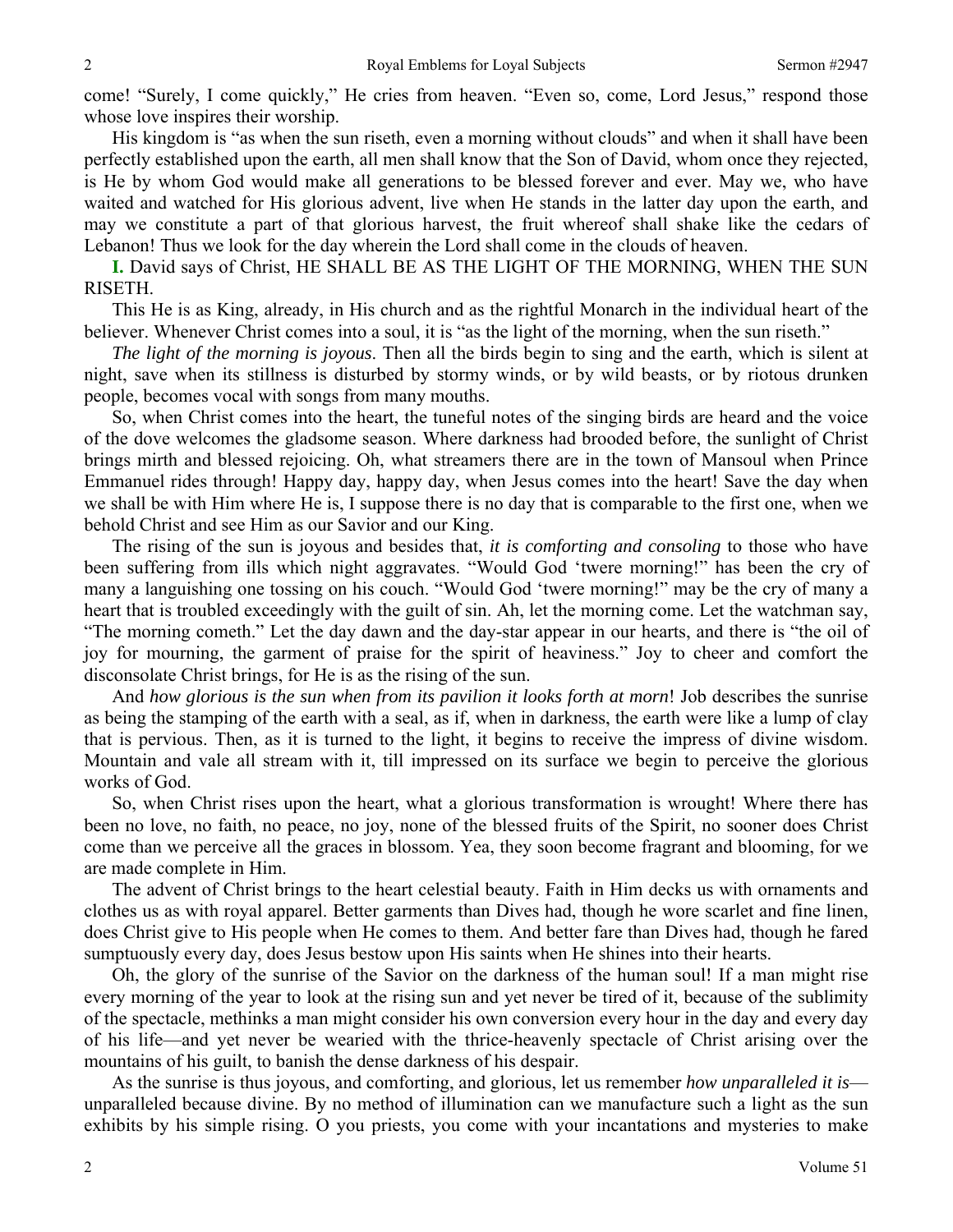come! "Surely, I come quickly," He cries from heaven. "Even so, come, Lord Jesus," respond those whose love inspires their worship.

His kingdom is "as when the sun riseth, even a morning without clouds" and when it shall have been perfectly established upon the earth, all men shall know that the Son of David, whom once they rejected, is He by whom God would make all generations to be blessed forever and ever. May we, who have waited and watched for His glorious advent, live when He stands in the latter day upon the earth, and may we constitute a part of that glorious harvest, the fruit whereof shall shake like the cedars of Lebanon! Thus we look for the day wherein the Lord shall come in the clouds of heaven.

**I.** David says of Christ, HE SHALL BE AS THE LIGHT OF THE MORNING, WHEN THE SUN RISETH.

This He is as King, already, in His church and as the rightful Monarch in the individual heart of the believer. Whenever Christ comes into a soul, it is "as the light of the morning, when the sun riseth."

*The light of the morning is joyous*. Then all the birds begin to sing and the earth, which is silent at night, save when its stillness is disturbed by stormy winds, or by wild beasts, or by riotous drunken people, becomes vocal with songs from many mouths.

So, when Christ comes into the heart, the tuneful notes of the singing birds are heard and the voice of the dove welcomes the gladsome season. Where darkness had brooded before, the sunlight of Christ brings mirth and blessed rejoicing. Oh, what streamers there are in the town of Mansoul when Prince Emmanuel rides through! Happy day, happy day, when Jesus comes into the heart! Save the day when we shall be with Him where He is, I suppose there is no day that is comparable to the first one, when we behold Christ and see Him as our Savior and our King.

The rising of the sun is joyous and besides that, *it is comforting and consoling* to those who have been suffering from ills which night aggravates. "Would God 'twere morning!" has been the cry of many a languishing one tossing on his couch. "Would God 'twere morning!" may be the cry of many a heart that is troubled exceedingly with the guilt of sin. Ah, let the morning come. Let the watchman say, "The morning cometh." Let the day dawn and the day-star appear in our hearts, and there is "the oil of joy for mourning, the garment of praise for the spirit of heaviness." Joy to cheer and comfort the disconsolate Christ brings, for He is as the rising of the sun.

And *how glorious is the sun when from its pavilion it looks forth at morn*! Job describes the sunrise as being the stamping of the earth with a seal, as if, when in darkness, the earth were like a lump of clay that is pervious. Then, as it is turned to the light, it begins to receive the impress of divine wisdom. Mountain and vale all stream with it, till impressed on its surface we begin to perceive the glorious works of God.

So, when Christ rises upon the heart, what a glorious transformation is wrought! Where there has been no love, no faith, no peace, no joy, none of the blessed fruits of the Spirit, no sooner does Christ come than we perceive all the graces in blossom. Yea, they soon become fragrant and blooming, for we are made complete in Him.

The advent of Christ brings to the heart celestial beauty. Faith in Him decks us with ornaments and clothes us as with royal apparel. Better garments than Dives had, though he wore scarlet and fine linen, does Christ give to His people when He comes to them. And better fare than Dives had, though he fared sumptuously every day, does Jesus bestow upon His saints when He shines into their hearts.

Oh, the glory of the sunrise of the Savior on the darkness of the human soul! If a man might rise every morning of the year to look at the rising sun and yet never be tired of it, because of the sublimity of the spectacle, methinks a man might consider his own conversion every hour in the day and every day of his life—and yet never be wearied with the thrice-heavenly spectacle of Christ arising over the mountains of his guilt, to banish the dense darkness of his despair.

As the sunrise is thus joyous, and comforting, and glorious, let us remember *how unparalleled it is*—unparalleled because divine. By no method of illumination can we manufacture such a light as the sun exhibits by his simple rising. O you priests, you come with your incantations and mysteries to make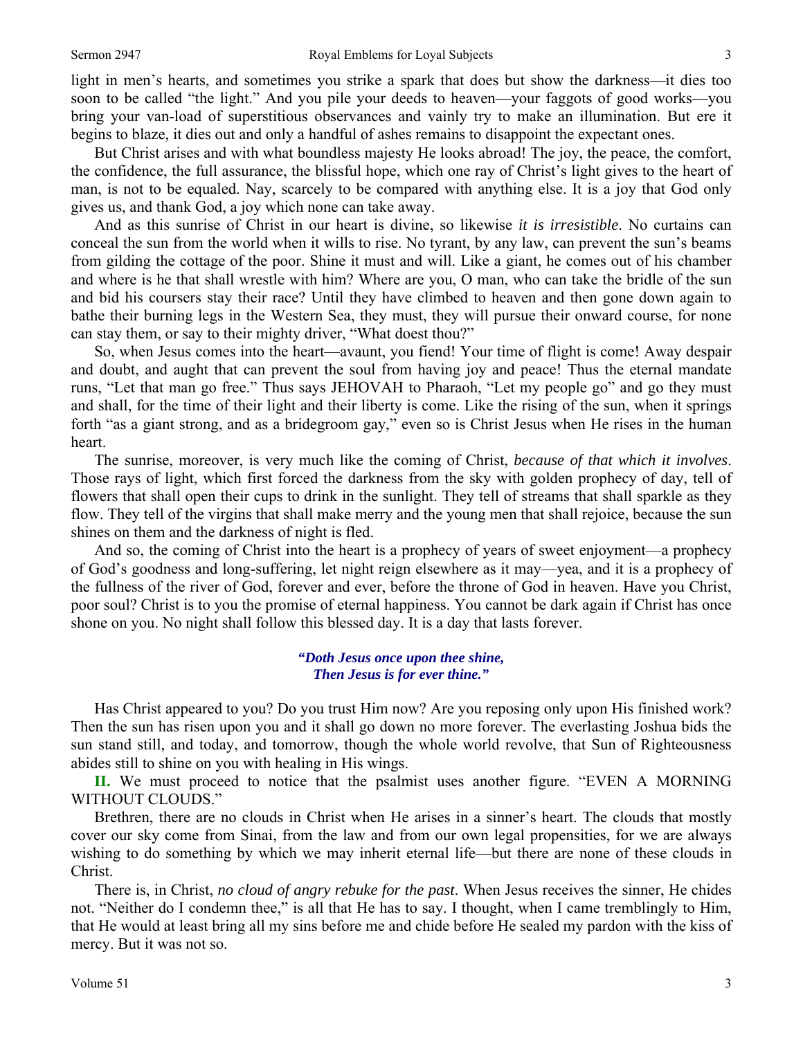light in men's hearts, and sometimes you strike a spark that does but show the darkness—it dies too soon to be called "the light." And you pile your deeds to heaven—your faggots of good works—you bring your van-load of superstitious observances and vainly try to make an illumination. But ere it begins to blaze, it dies out and only a handful of ashes remains to disappoint the expectant ones.

But Christ arises and with what boundless majesty He looks abroad! The joy, the peace, the comfort, the confidence, the full assurance, the blissful hope, which one ray of Christ's light gives to the heart of man, is not to be equaled. Nay, scarcely to be compared with anything else. It is a joy that God only gives us, and thank God, a joy which none can take away.

And as this sunrise of Christ in our heart is divine, so likewise *it is irresistible*. No curtains can conceal the sun from the world when it wills to rise. No tyrant, by any law, can prevent the sun's beams from gilding the cottage of the poor. Shine it must and will. Like a giant, he comes out of his chamber and where is he that shall wrestle with him? Where are you, O man, who can take the bridle of the sun and bid his coursers stay their race? Until they have climbed to heaven and then gone down again to bathe their burning legs in the Western Sea, they must, they will pursue their onward course, for none can stay them, or say to their mighty driver, "What dost thou?"

So, when Jesus comes into the heart—avaunt, you fiend! Your time of flight is come! Away despair and doubt, and aught that can prevent the soul from having joy and peace! Thus the eternal mandate runs, "Let that man go free." Thus says JEHOVAH to Pharaoh, "Let my people go" and go they must and shall, for the time of their light and their liberty is come. Like the rising of the sun, when it springs forth "as a giant strong, and as a bridegroom gay," even so is Christ Jesus when He rises in the human heart.

The sunrise, moreover, is very much like the coming of Christ, *because of that which it involves*. Those rays of light, which first forced the darkness from the sky with golden prophecy of day, tell of flowers that shall open their cups to drink in the sunlight. They tell of streams that shall sparkle as they flow. They tell of the virgins that shall make merry and the young men that shall rejoice, because the sun shines on them and the darkness of night is fled.

And so, the coming of Christ into the heart is a prophecy of years of sweet enjoyment—a prophecy of God's goodness and long-suffering, let night reign elsewhere as it may—yea, and it is a prophecy of the fullness of the river of God, forever and ever, before the throne of God in heaven. Have you Christ, poor soul? Christ is to you the promise of eternal happiness. You cannot be dark again if Christ has once shone on you. No night shall follow this blessed day. It is a day that lasts forever.

> ***"Doth Jesus once upon thee shine,***
> ***Then Jesus is for ever thine."***

Has Christ appeared to you? Do you trust Him now? Are you reposing only upon His finished work? Then the sun has risen upon you and it shall go down no more forever. The everlasting Joshua bids the sun stand still, and today, and tomorrow, though the whole world revolve, that Sun of Righteousness abides still to shine on you with healing in His wings.

**II.** We must proceed to notice that the psalmist uses another figure. "EVEN A MORNING WITHOUT CLOUDS."

Brethren, there are no clouds in Christ when He arises in a sinner's heart. The clouds that mostly cover our sky come from Sinai, from the law and from our own legal propensities, for we are always wishing to do something by which we may inherit eternal life—but there are none of these clouds in Christ.

There is, in Christ, *no cloud of angry rebuke for the past*. When Jesus receives the sinner, He chides not. "Neither do I condemn thee," is all that He has to say. I thought, when I came tremblingly to Him, that He would at least bring all my sins before me and chide before He sealed my pardon with the kiss of mercy. But it was not so.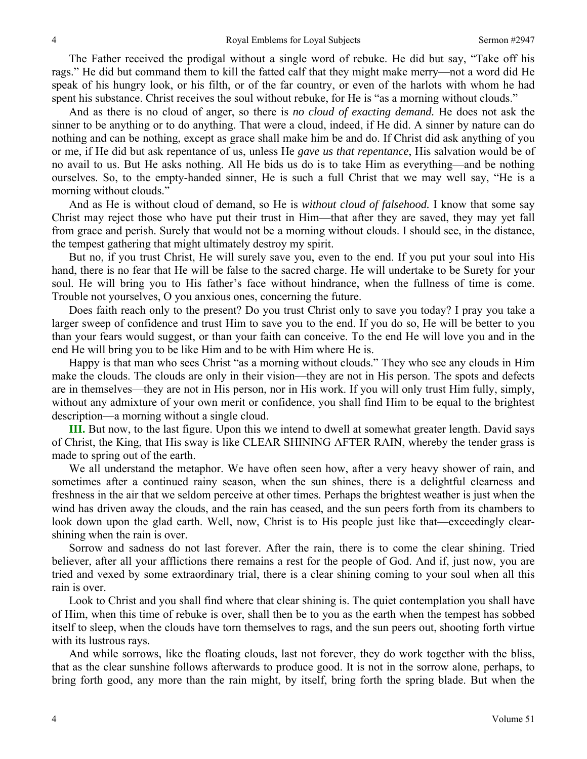The Father received the prodigal without a single word of rebuke. He did but say, "Take off his rags." He did but command them to kill the fatted calf that they might make merry—not a word did He speak of his hungry look, or his filth, or of the far country, or even of the harlots with whom he had spent his substance. Christ receives the soul without rebuke, for He is "as a morning without clouds."

And as there is no cloud of anger, so there is *no cloud of exacting demand.* He does not ask the sinner to be anything or to do anything. That were a cloud, indeed, if He did. A sinner by nature can do nothing and can be nothing, except as grace shall make him be and do. If Christ did ask anything of you or me, if He did but ask repentance of us, unless He *gave us that repentance*, His salvation would be of no avail to us. But He asks nothing. All He bids us do is to take Him as everything—and be nothing ourselves. So, to the empty-handed sinner, He is such a full Christ that we may well say, "He is a morning without clouds."

And as He is without cloud of demand, so He is *without cloud of falsehood.* I know that some say Christ may reject those who have put their trust in Him—that after they are saved, they may yet fall from grace and perish. Surely that would not be a morning without clouds. I should see, in the distance, the tempest gathering that might ultimately destroy my spirit.

But no, if you trust Christ, He will surely save you, even to the end. If you put your soul into His hand, there is no fear that He will be false to the sacred charge. He will undertake to be Surety for your soul. He will bring you to His father's face without hindrance, when the fullness of time is come. Trouble not yourselves, O you anxious ones, concerning the future.

Does faith reach only to the present? Do you trust Christ only to save you today? I pray you take a larger sweep of confidence and trust Him to save you to the end. If you do so, He will be better to you than your fears would suggest, or than your faith can conceive. To the end He will love you and in the end He will bring you to be like Him and to be with Him where He is.

Happy is that man who sees Christ "as a morning without clouds." They who see any clouds in Him make the clouds. The clouds are only in their vision—they are not in His person. The spots and defects are in themselves—they are not in His person, nor in His work. If you will only trust Him fully, simply, without any admixture of your own merit or confidence, you shall find Him to be equal to the brightest description—a morning without a single cloud.

**III.** But now, to the last figure. Upon this we intend to dwell at somewhat greater length. David says of Christ, the King, that His sway is like CLEAR SHINING AFTER RAIN, whereby the tender grass is made to spring out of the earth.

We all understand the metaphor. We have often seen how, after a very heavy shower of rain, and sometimes after a continued rainy season, when the sun shines, there is a delightful clearness and freshness in the air that we seldom perceive at other times. Perhaps the brightest weather is just when the wind has driven away the clouds, and the rain has ceased, and the sun peers forth from its chambers to look down upon the glad earth. Well, now, Christ is to His people just like that—exceedingly clear-shining when the rain is over.

Sorrow and sadness do not last forever. After the rain, there is to come the clear shining. Tried believer, after all your afflictions there remains a rest for the people of God. And if, just now, you are tried and vexed by some extraordinary trial, there is a clear shining coming to your soul when all this rain is over.

Look to Christ and you shall find where that clear shining is. The quiet contemplation you shall have of Him, when this time of rebuke is over, shall then be to you as the earth when the tempest has sobbed itself to sleep, when the clouds have torn themselves to rags, and the sun peers out, shooting forth virtue with its lustrous rays.

And while sorrows, like the floating clouds, last not forever, they do work together with the bliss, that as the clear sunshine follows afterwards to produce good. It is not in the sorrow alone, perhaps, to bring forth good, any more than the rain might, by itself, bring forth the spring blade. But when the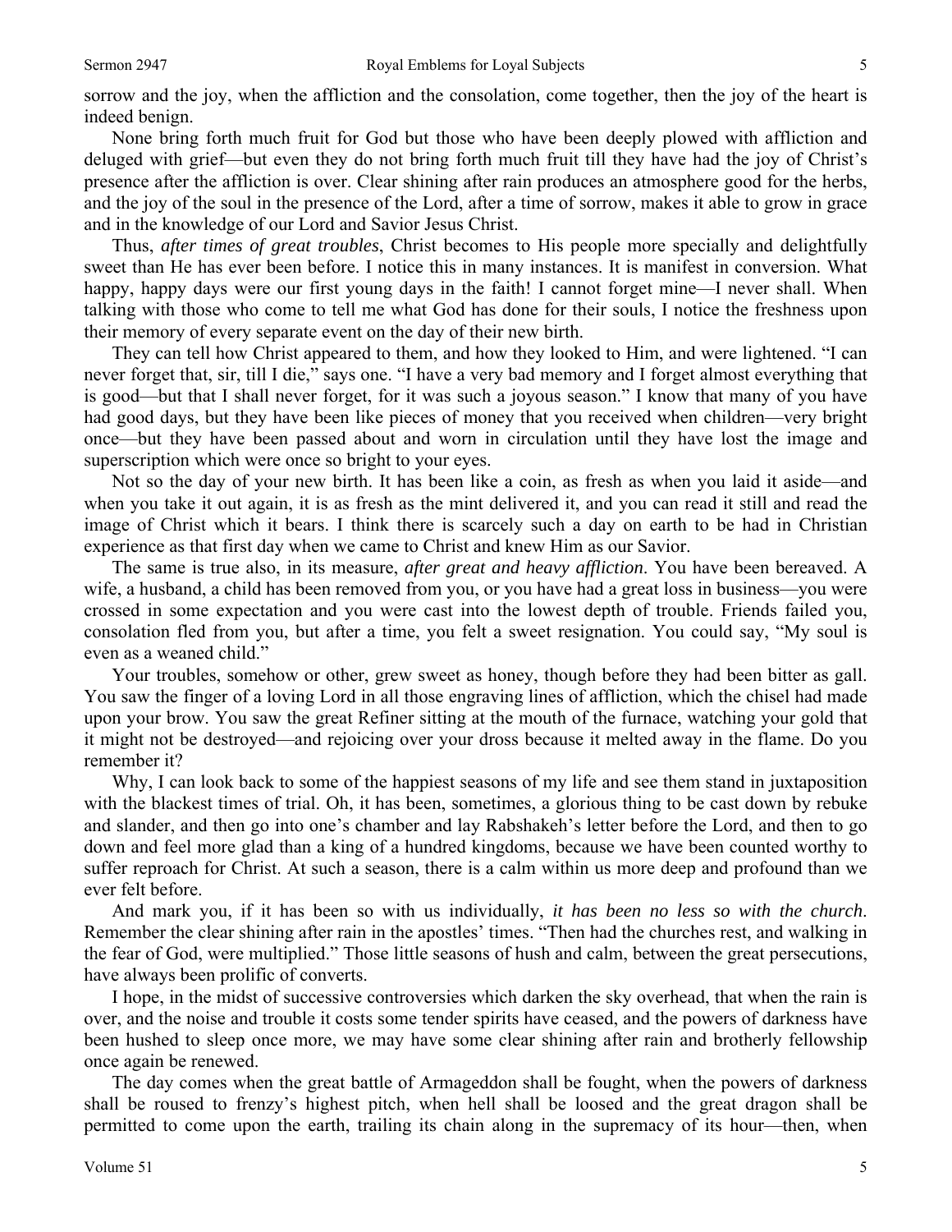sorrow and the joy, when the affliction and the consolation, come together, then the joy of the heart is indeed benign.

None bring forth much fruit for God but those who have been deeply plowed with affliction and deluged with grief—but even they do not bring forth much fruit till they have had the joy of Christ's presence after the affliction is over. Clear shining after rain produces an atmosphere good for the herbs, and the joy of the soul in the presence of the Lord, after a time of sorrow, makes it able to grow in grace and in the knowledge of our Lord and Savior Jesus Christ.

Thus, *after times of great troubles*, Christ becomes to His people more specially and delightfully sweet than He has ever been before. I notice this in many instances. It is manifest in conversion. What happy, happy days were our first young days in the faith! I cannot forget mine—I never shall. When talking with those who come to tell me what God has done for their souls, I notice the freshness upon their memory of every separate event on the day of their new birth.

They can tell how Christ appeared to them, and how they looked to Him, and were lightened. "I can never forget that, sir, till I die," says one. "I have a very bad memory and I forget almost everything that is good—but that I shall never forget, for it was such a joyous season." I know that many of you have had good days, but they have been like pieces of money that you received when children—very bright once—but they have been passed about and worn in circulation until they have lost the image and superscription which were once so bright to your eyes.

Not so the day of your new birth. It has been like a coin, as fresh as when you laid it aside—and when you take it out again, it is as fresh as the mint delivered it, and you can read it still and read the image of Christ which it bears. I think there is scarcely such a day on earth to be had in Christian experience as that first day when we came to Christ and knew Him as our Savior.

The same is true also, in its measure, *after great and heavy affliction*. You have been bereaved. A wife, a husband, a child has been removed from you, or you have had a great loss in business—you were crossed in some expectation and you were cast into the lowest depth of trouble. Friends failed you, consolation fled from you, but after a time, you felt a sweet resignation. You could say, "My soul is even as a weaned child."

Your troubles, somehow or other, grew sweet as honey, though before they had been bitter as gall. You saw the finger of a loving Lord in all those engraving lines of affliction, which the chisel had made upon your brow. You saw the great Refiner sitting at the mouth of the furnace, watching your gold that it might not be destroyed—and rejoicing over your dross because it melted away in the flame. Do you remember it?

Why, I can look back to some of the happiest seasons of my life and see them stand in juxtaposition with the blackest times of trial. Oh, it has been, sometimes, a glorious thing to be cast down by rebuke and slander, and then go into one's chamber and lay Rabshakeh's letter before the Lord, and then to go down and feel more glad than a king of a hundred kingdoms, because we have been counted worthy to suffer reproach for Christ. At such a season, there is a calm within us more deep and profound than we ever felt before.

And mark you, if it has been so with us individually, *it has been no less so with the church*. Remember the clear shining after rain in the apostles' times. "Then had the churches rest, and walking in the fear of God, were multiplied." Those little seasons of hush and calm, between the great persecutions, have always been prolific of converts.

I hope, in the midst of successive controversies which darken the sky overhead, that when the rain is over, and the noise and trouble it costs some tender spirits have ceased, and the powers of darkness have been hushed to sleep once more, we may have some clear shining after rain and brotherly fellowship once again be renewed.

The day comes when the great battle of Armageddon shall be fought, when the powers of darkness shall be roused to frenzy's highest pitch, when hell shall be loosed and the great dragon shall be permitted to come upon the earth, trailing its chain along in the supremacy of its hour—then, when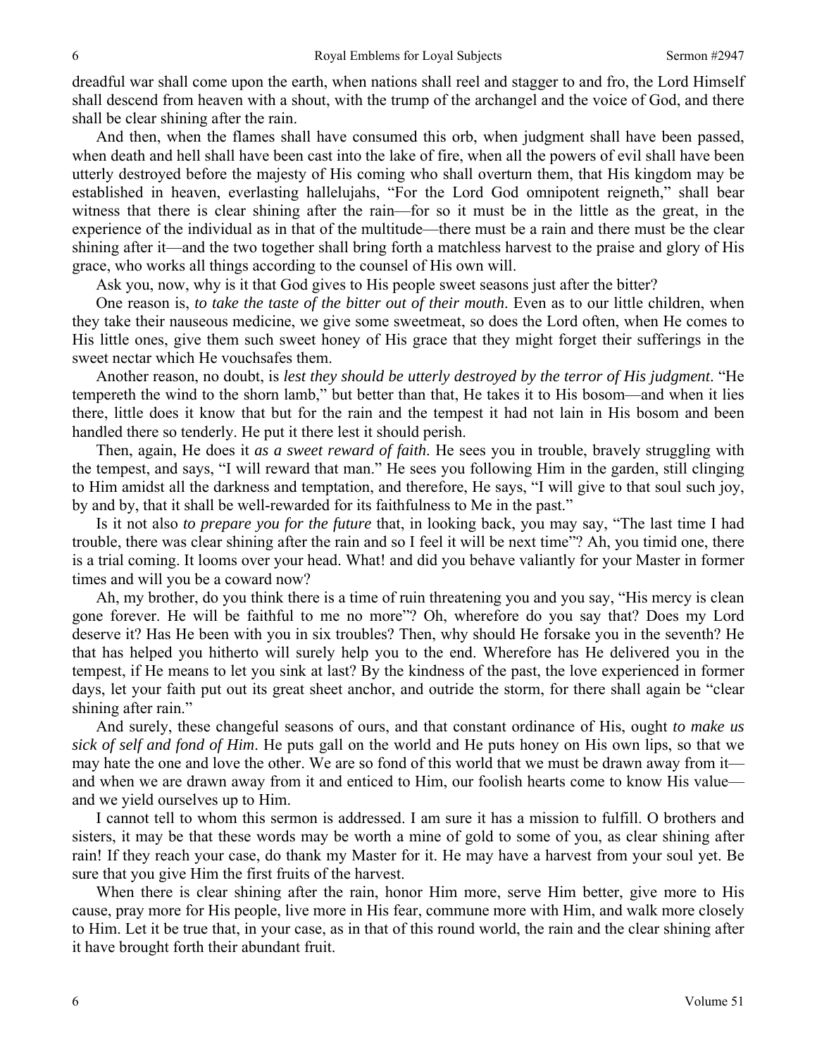dreadful war shall come upon the earth, when nations shall reel and stagger to and fro, the Lord Himself shall descend from heaven with a shout, with the trump of the archangel and the voice of God, and there shall be clear shining after the rain.

And then, when the flames shall have consumed this orb, when judgment shall have been passed, when death and hell shall have been cast into the lake of fire, when all the powers of evil shall have been utterly destroyed before the majesty of His coming who shall overturn them, that His kingdom may be established in heaven, everlasting hallelujahs, "For the Lord God omnipotent reigneth," shall bear witness that there is clear shining after the rain—for so it must be in the little as the great, in the experience of the individual as in that of the multitude—there must be a rain and there must be the clear shining after it—and the two together shall bring forth a matchless harvest to the praise and glory of His grace, who works all things according to the counsel of His own will.

Ask you, now, why is it that God gives to His people sweet seasons just after the bitter?

One reason is, *to take the taste of the bitter out of their mouth*. Even as to our little children, when they take their nauseous medicine, we give some sweetmeat, so does the Lord often, when He comes to His little ones, give them such sweet honey of His grace that they might forget their sufferings in the sweet nectar which He vouchsafes them.

Another reason, no doubt, is *lest they should be utterly destroyed by the terror of His judgment*. "He tempereth the wind to the shorn lamb," but better than that, He takes it to His bosom—and when it lies there, little does it know that but for the rain and the tempest it had not lain in His bosom and been handled there so tenderly. He put it there lest it should perish.

Then, again, He does it *as a sweet reward of faith*. He sees you in trouble, bravely struggling with the tempest, and says, "I will reward that man." He sees you following Him in the garden, still clinging to Him amidst all the darkness and temptation, and therefore, He says, "I will give to that soul such joy, by and by, that it shall be well-rewarded for its faithfulness to Me in the past."

Is it not also *to prepare you for the future* that, in looking back, you may say, "The last time I had trouble, there was clear shining after the rain and so I feel it will be next time"? Ah, you timid one, there is a trial coming. It looms over your head. What! and did you behave valiantly for your Master in former times and will you be a coward now?

Ah, my brother, do you think there is a time of ruin threatening you and you say, "His mercy is clean gone forever. He will be faithful to me no more"? Oh, wherefore do you say that? Does my Lord deserve it? Has He been with you in six troubles? Then, why should He forsake you in the seventh? He that has helped you hitherto will surely help you to the end. Wherefore has He delivered you in the tempest, if He means to let you sink at last? By the kindness of the past, the love experienced in former days, let your faith put out its great sheet anchor, and outride the storm, for there shall again be "clear shining after rain."

And surely, these changeful seasons of ours, and that constant ordinance of His, ought *to make us sick of self and fond of Him*. He puts gall on the world and He puts honey on His own lips, so that we may hate the one and love the other. We are so fond of this world that we must be drawn away from it—and when we are drawn away from it and enticed to Him, our foolish hearts come to know His value—and we yield ourselves up to Him.

I cannot tell to whom this sermon is addressed. I am sure it has a mission to fulfill. O brothers and sisters, it may be that these words may be worth a mine of gold to some of you, as clear shining after rain! If they reach your case, do thank my Master for it. He may have a harvest from your soul yet. Be sure that you give Him the first fruits of the harvest.

When there is clear shining after the rain, honor Him more, serve Him better, give more to His cause, pray more for His people, live more in His fear, commune more with Him, and walk more closely to Him. Let it be true that, in your case, as in that of this round world, the rain and the clear shining after it have brought forth their abundant fruit.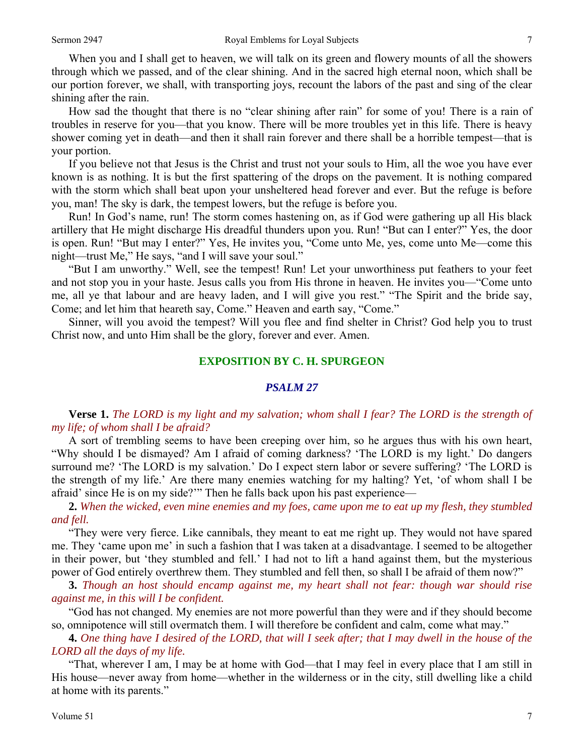When you and I shall get to heaven, we will talk on its green and flowery mounts of all the showers through which we passed, and of the clear shining. And in the sacred high eternal noon, which shall be our portion forever, we shall, with transporting joys, recount the labors of the past and sing of the clear shining after the rain.

How sad the thought that there is no "clear shining after rain" for some of you! There is a rain of troubles in reserve for you—that you know. There will be more troubles yet in this life. There is heavy shower coming yet in death—and then it shall rain forever and there shall be a horrible tempest—that is your portion.

If you believe not that Jesus is the Christ and trust not your souls to Him, all the woe you have ever known is as nothing. It is but the first spattering of the drops on the pavement. It is nothing compared with the storm which shall beat upon your unsheltered head forever and ever. But the refuge is before you, man! The sky is dark, the tempest lowers, but the refuge is before you.

Run! In God's name, run! The storm comes hastening on, as if God were gathering up all His black artillery that He might discharge His dreadful thunders upon you. Run! "But can I enter?" Yes, the door is open. Run! "But may I enter?" Yes, He invites you, "Come unto Me, yes, come unto Me—come this night—trust Me," He says, "and I will save your soul."

"But I am unworthy." Well, see the tempest! Run! Let your unworthiness put feathers to your feet and not stop you in your haste. Jesus calls you from His throne in heaven. He invites you—"Come unto me, all ye that labour and are heavy laden, and I will give you rest." "The Spirit and the bride say, Come; and let him that heareth say, Come." Heaven and earth say, "Come."

Sinner, will you avoid the tempest? Will you flee and find shelter in Christ? God help you to trust Christ now, and unto Him shall be the glory, forever and ever. Amen.

## EXPOSITION BY C. H. SPURGEON

### *PSALM 27*

**Verse 1.** *The LORD is my light and my salvation; whom shall I fear? The LORD is the strength of my life; of whom shall I be afraid?*

A sort of trembling seems to have been creeping over him, so he argues thus with his own heart, "Why should I be dismayed? Am I afraid of coming darkness? 'The LORD is my light.' Do dangers surround me? 'The LORD is my salvation.' Do I expect stern labor or severe suffering? 'The LORD is the strength of my life.' Are there many enemies watching for my halting? Yet, 'of whom shall I be afraid' since He is on my side?'" Then he falls back upon his past experience—

**2.** *When the wicked, even mine enemies and my foes, came upon me to eat up my flesh, they stumbled and fell.*

"They were very fierce. Like cannibals, they meant to eat me right up. They would not have spared me. They 'came upon me' in such a fashion that I was taken at a disadvantage. I seemed to be altogether in their power, but 'they stumbled and fell.' I had not to lift a hand against them, but the mysterious power of God entirely overthrew them. They stumbled and fell then, so shall I be afraid of them now?"

**3.** *Though an host should encamp against me, my heart shall not fear: though war should rise against me, in this will I be confident.*

"God has not changed. My enemies are not more powerful than they were and if they should become so, omnipotence will still overmatch them. I will therefore be confident and calm, come what may."

**4.** *One thing have I desired of the LORD, that will I seek after; that I may dwell in the house of the LORD all the days of my life.*

"That, wherever I am, I may be at home with God—that I may feel in every place that I am still in His house—never away from home—whether in the wilderness or in the city, still dwelling like a child at home with its parents."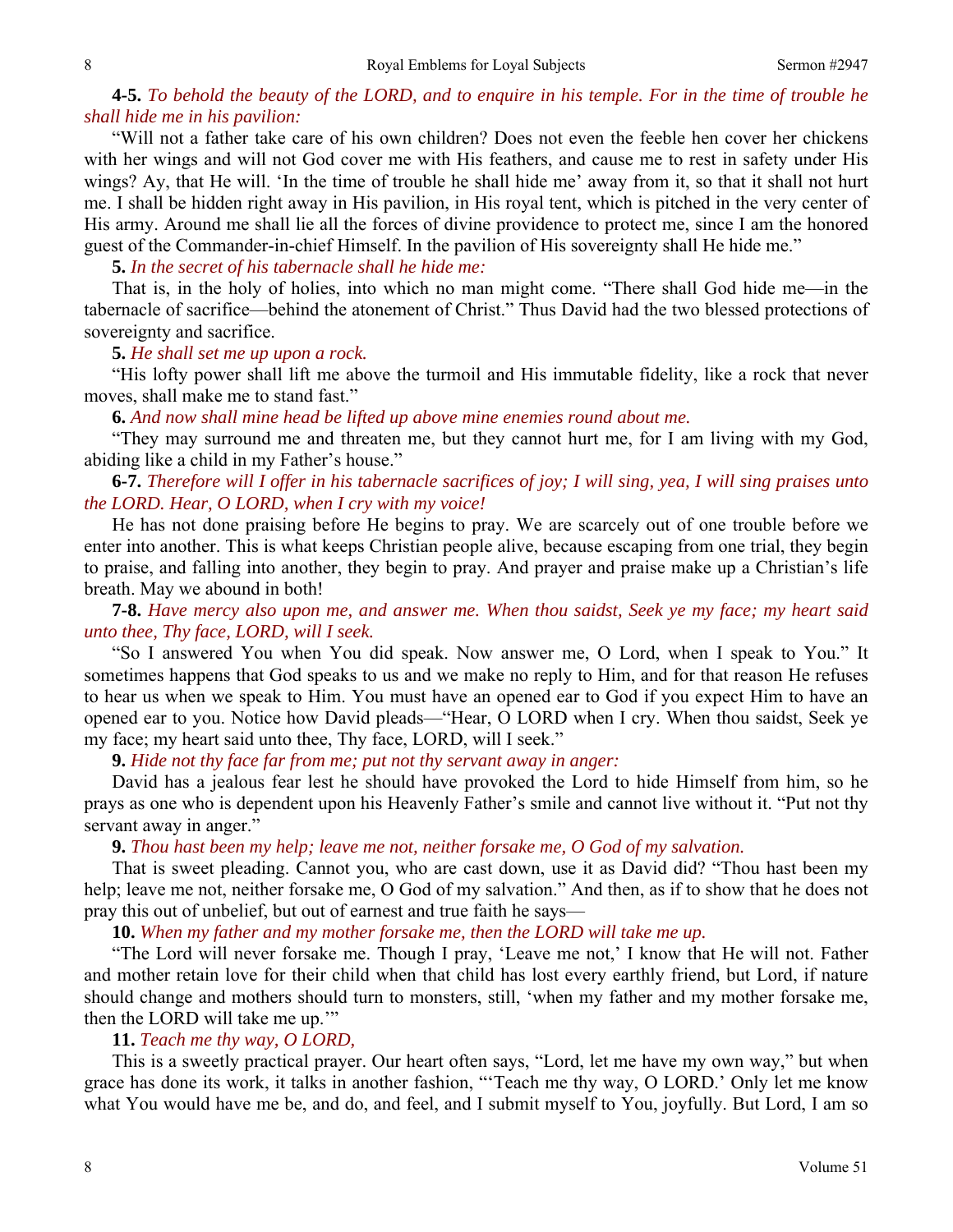**4-5.** *To behold the beauty of the LORD, and to enquire in his temple. For in the time of trouble he shall hide me in his pavilion:*

"Will not a father take care of his own children? Does not even the feeble hen cover her chickens with her wings and will not God cover me with His feathers, and cause me to rest in safety under His wings? Ay, that He will. 'In the time of trouble he shall hide me' away from it, so that it shall not hurt me. I shall be hidden right away in His pavilion, in His royal tent, which is pitched in the very center of His army. Around me shall lie all the forces of divine providence to protect me, since I am the honored guest of the Commander-in-chief Himself. In the pavilion of His sovereignty shall He hide me."

**5.** *In the secret of his tabernacle shall he hide me:*

That is, in the holy of holies, into which no man might come. "There shall God hide me—in the tabernacle of sacrifice—behind the atonement of Christ." Thus David had the two blessed protections of sovereignty and sacrifice.

**5.** *He shall set me up upon a rock.*

"His lofty power shall lift me above the turmoil and His immutable fidelity, like a rock that never moves, shall make me to stand fast."

**6.** *And now shall mine head be lifted up above mine enemies round about me.*

"They may surround me and threaten me, but they cannot hurt me, for I am living with my God, abiding like a child in my Father's house."

**6-7.** *Therefore will I offer in his tabernacle sacrifices of joy; I will sing, yea, I will sing praises unto the LORD. Hear, O LORD, when I cry with my voice!*

He has not done praising before He begins to pray. We are scarcely out of one trouble before we enter into another. This is what keeps Christian people alive, because escaping from one trial, they begin to praise, and falling into another, they begin to pray. And prayer and praise make up a Christian's life breath. May we abound in both!

**7-8.** *Have mercy also upon me, and answer me. When thou saidst, Seek ye my face; my heart said unto thee, Thy face, LORD, will I seek.*

"So I answered You when You did speak. Now answer me, O Lord, when I speak to You." It sometimes happens that God speaks to us and we make no reply to Him, and for that reason He refuses to hear us when we speak to Him. You must have an opened ear to God if you expect Him to have an opened ear to you. Notice how David pleads—"Hear, O LORD when I cry. When thou saidst, Seek ye my face; my heart said unto thee, Thy face, LORD, will I seek."

**9.** *Hide not thy face far from me; put not thy servant away in anger:*

David has a jealous fear lest he should have provoked the Lord to hide Himself from him, so he prays as one who is dependent upon his Heavenly Father's smile and cannot live without it. "Put not thy servant away in anger."

**9.** *Thou hast been my help; leave me not, neither forsake me, O God of my salvation.*

That is sweet pleading. Cannot you, who are cast down, use it as David did? "Thou hast been my help; leave me not, neither forsake me, O God of my salvation." And then, as if to show that he does not pray this out of unbelief, but out of earnest and true faith he says—

**10.** *When my father and my mother forsake me, then the LORD will take me up.*

"The Lord will never forsake me. Though I pray, 'Leave me not,' I know that He will not. Father and mother retain love for their child when that child has lost every earthly friend, but Lord, if nature should change and mothers should turn to monsters, still, 'when my father and my mother forsake me, then the LORD will take me up.'"

**11.** *Teach me thy way, O LORD,*

This is a sweetly practical prayer. Our heart often says, "Lord, let me have my own way," but when grace has done its work, it talks in another fashion, "'Teach me thy way, O LORD.' Only let me know what You would have me be, and do, and feel, and I submit myself to You, joyfully. But Lord, I am so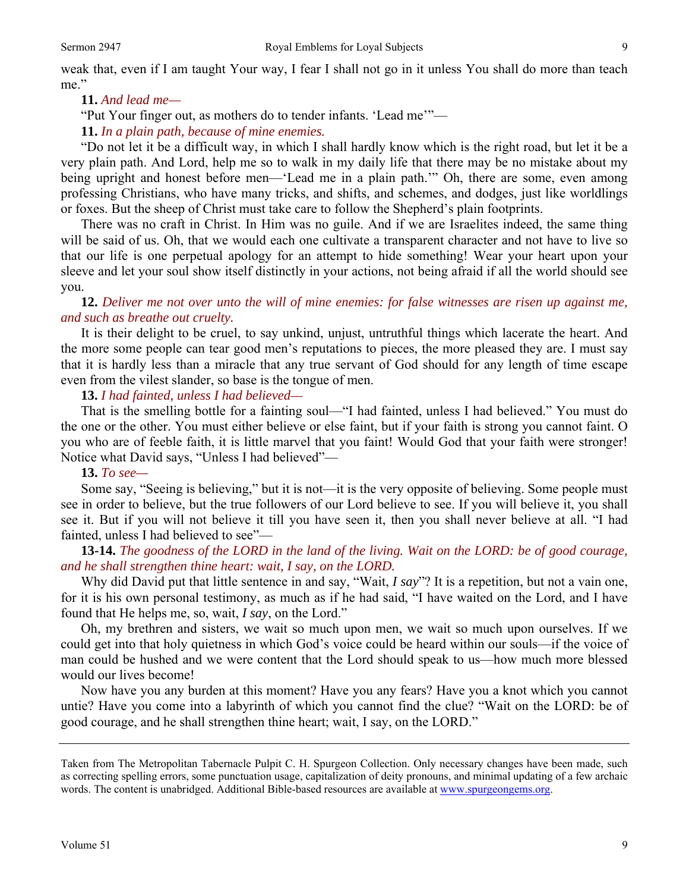weak that, even if I am taught Your way, I fear I shall not go in it unless You shall do more than teach me."

**11.** *And lead me—*

"Put Your finger out, as mothers do to tender infants. 'Lead me'"—

**11.** *In a plain path, because of mine enemies.*

"Do not let it be a difficult way, in which I shall hardly know which is the right road, but let it be a very plain path. And Lord, help me so to walk in my daily life that there may be no mistake about my being upright and honest before men—'Lead me in a plain path.'" Oh, there are some, even among professing Christians, who have many tricks, and shifts, and schemes, and dodges, just like worldlings or foxes. But the sheep of Christ must take care to follow the Shepherd's plain footprints.

There was no craft in Christ. In Him was no guile. And if we are Israelites indeed, the same thing will be said of us. Oh, that we would each one cultivate a transparent character and not have to live so that our life is one perpetual apology for an attempt to hide something! Wear your heart upon your sleeve and let your soul show itself distinctly in your actions, not being afraid if all the world should see you.

**12.** *Deliver me not over unto the will of mine enemies: for false witnesses are risen up against me, and such as breathe out cruelty.*

It is their delight to be cruel, to say unkind, unjust, untruthful things which lacerate the heart. And the more some people can tear good men's reputations to pieces, the more pleased they are. I must say that it is hardly less than a miracle that any true servant of God should for any length of time escape even from the vilest slander, so base is the tongue of men.

**13.** *I had fainted, unless I had believed—*

That is the smelling bottle for a fainting soul—"I had fainted, unless I had believed." You must do the one or the other. You must either believe or else faint, but if your faith is strong you cannot faint. O you who are of feeble faith, it is little marvel that you faint! Would God that your faith were stronger! Notice what David says, "Unless I had believed"—

**13.** *To see—*

Some say, "Seeing is believing," but it is not—it is the very opposite of believing. Some people must see in order to believe, but the true followers of our Lord believe to see. If you will believe it, you shall see it. But if you will not believe it till you have seen it, then you shall never believe at all. "I had fainted, unless I had believed to see"—

**13-14.** *The goodness of the LORD in the land of the living. Wait on the LORD: be of good courage, and he shall strengthen thine heart: wait, I say, on the LORD.*

Why did David put that little sentence in and say, "Wait, *I say*"? It is a repetition, but not a vain one, for it is his own personal testimony, as much as if he had said, "I have waited on the Lord, and I have found that He helps me, so, wait, *I say*, on the Lord."

Oh, my brethren and sisters, we wait so much upon men, we wait so much upon ourselves. If we could get into that holy quietness in which God's voice could be heard within our souls—if the voice of man could be hushed and we were content that the Lord should speak to us—how much more blessed would our lives become!

Now have you any burden at this moment? Have you any fears? Have you a knot which you cannot untie? Have you come into a labyrinth of which you cannot find the clue? "Wait on the LORD: be of good courage, and he shall strengthen thine heart; wait, I say, on the LORD."

---

Taken from The Metropolitan Tabernacle Pulpit C. H. Spurgeon Collection. Only necessary changes have been made, such as correcting spelling errors, some punctuation usage, capitalization of deity pronouns, and minimal updating of a few archaic words. The content is unabridged. Additional Bible-based resources are available at www.spurgeongems.org.